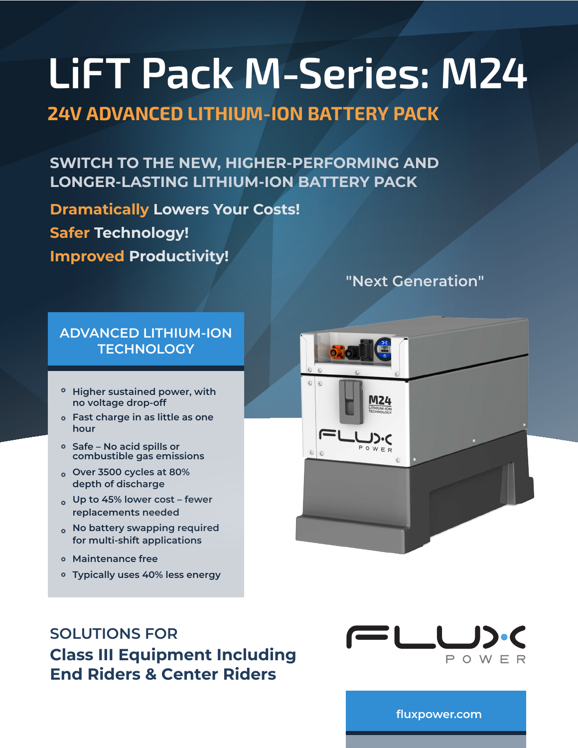# LiFT Pack M-Series: M24

## 24V ADVANCED LITHIUM-ION BATTERY PACK

### SWITCH TO THE NEW, HIGHER-PERFORMING AND LONGER-LASTING LITHIUM-ION BATTERY PACK

**Dramatically Lowers Your Costs!**

**Safer Technology!**

**Improved Productivity!**

"Next Generation"

### ADVANCED LITHIUM-ION TECHNOLOGY

- Higher sustained power, with no voltage drop-off
- Fast charge in as little as one hour
- Safe – No acid spills or combustible gas emissions
- Over 3500 cycles at 80% depth of discharge
- Up to 45% lower cost – fewer replacements needed
- No battery swapping required for multi-shift applications
- Maintenance free
- Typically uses 40% less energy

SOLUTIONS FOR

**Class III Equipment Including End Riders & Center Riders**

FLUX POWER

fluxpower.com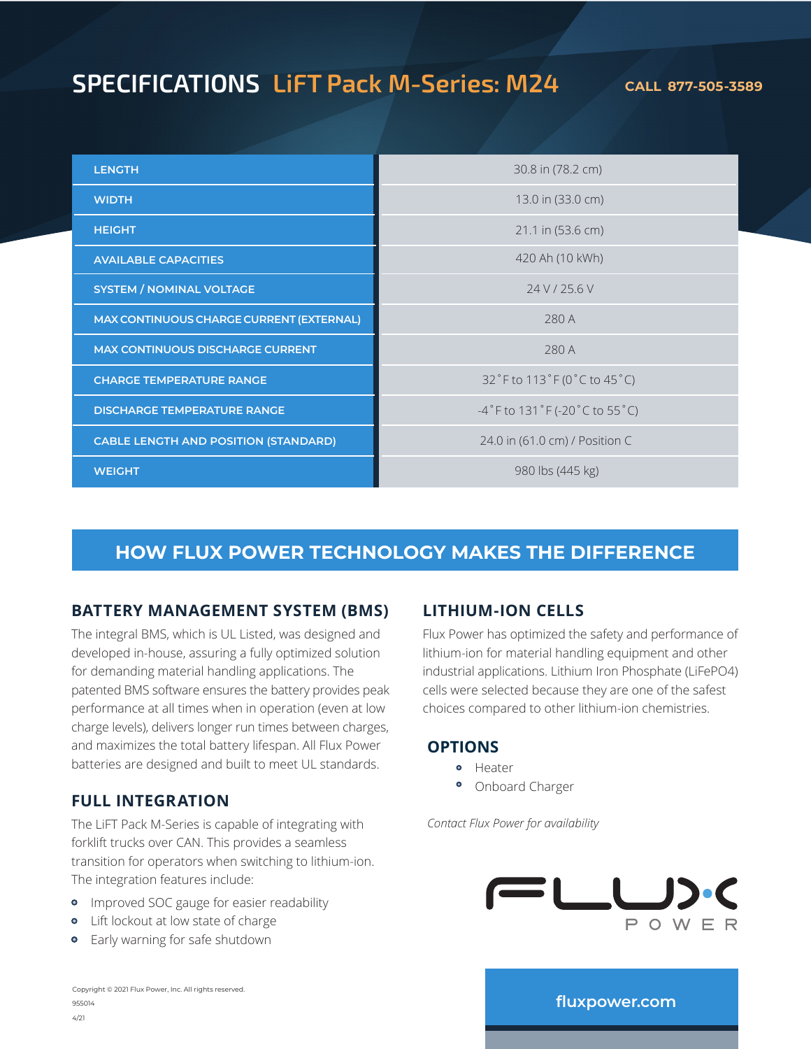# SPECIFICATIONS LiFT Pack M-Series: M24

CALL 877-505-3589

| | |
|---|---|
| LENGTH | 30.8 in (78.2 cm) |
| WIDTH | 13.0 in (33.0 cm) |
| HEIGHT | 21.1 in (53.6 cm) |
| AVAILABLE CAPACITIES | 420 Ah (10 kWh) |
| SYSTEM / NOMINAL VOLTAGE | 24 V / 25.6 V |
| MAX CONTINUOUS CHARGE CURRENT (EXTERNAL) | 280 A |
| MAX CONTINUOUS DISCHARGE CURRENT | 280 A |
| CHARGE TEMPERATURE RANGE | 32˚F to 113˚F (0˚C to 45˚C) |
| DISCHARGE TEMPERATURE RANGE | -4˚F to 131˚F (-20˚C to 55˚C) |
| CABLE LENGTH AND POSITION (STANDARD) | 24.0 in (61.0 cm) / Position C |
| WEIGHT | 980 lbs (445 kg) |

## HOW FLUX POWER TECHNOLOGY MAKES THE DIFFERENCE

### BATTERY MANAGEMENT SYSTEM (BMS)

The integral BMS, which is UL Listed, was designed and developed in-house, assuring a fully optimized solution for demanding material handling applications. The patented BMS software ensures the battery provides peak performance at all times when in operation (even at low charge levels), delivers longer run times between charges, and maximizes the total battery lifespan. All Flux Power batteries are designed and built to meet UL standards.

### FULL INTEGRATION

The LiFT Pack M-Series is capable of integrating with forklift trucks over CAN. This provides a seamless transition for operators when switching to lithium-ion. The integration features include:

- Improved SOC gauge for easier readability
- Lift lockout at low state of charge
- Early warning for safe shutdown

### LITHIUM-ION CELLS

Flux Power has optimized the safety and performance of lithium-ion for material handling equipment and other industrial applications. Lithium Iron Phosphate ($LiFePO_4$) cells were selected because they are one of the safest choices compared to other lithium-ion chemistries.

### OPTIONS

- Heater
- Onboard Charger

*Contact Flux Power for availability*

FLUX POWER

fluxpower.com

Copyright © 2021 Flux Power, Inc. All rights reserved.
955014
4/21